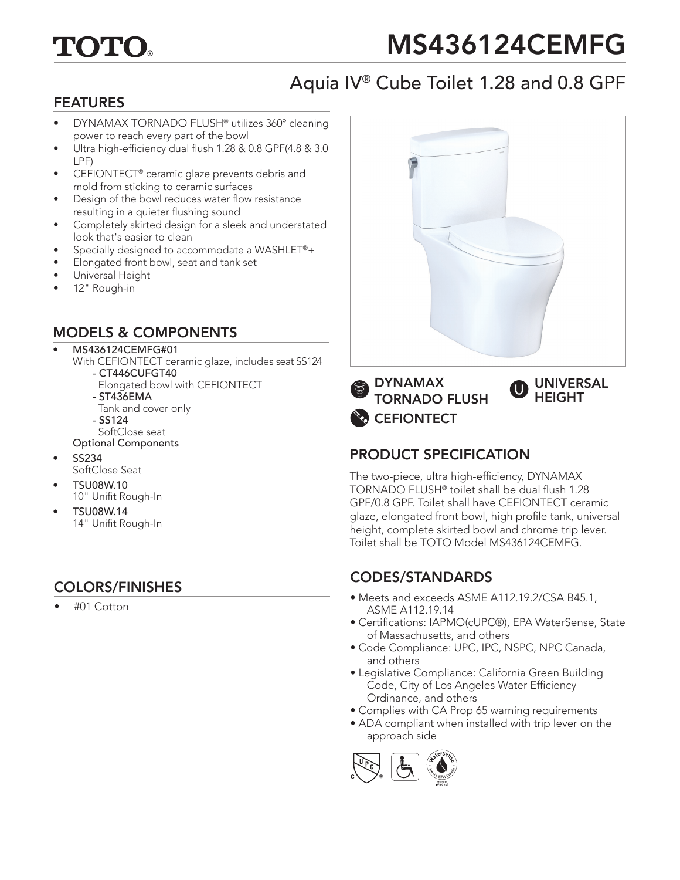# TOTO

# MS436124CEMFG

## Aquia IV® Cube Toilet 1.28 and 0.8 GPF

## FEATURES

- DYNAMAX TORNADO FLUSH® utilizes 360° cleaning power to reach every part of the bowl
- Ultra high-efficiency dual flush 1.28 & 0.8 GPF(4.8 & 3.0 LPF)
- CEFIONTECT® ceramic glaze prevents debris and mold from sticking to ceramic surfaces
- Design of the bowl reduces water flow resistance resulting in a quieter flushing sound
- Completely skirted design for a sleek and understated look that's easier to clean
- Specially designed to accommodate a WASHLET®+
- Elongated front bowl, seat and tank set
- Universal Height
- 12" Rough-in

## MODELS & COMPONENTS

- **MS436124CEMFG#01**
  With CEFIONTECT ceramic glaze, includes seat SS124
  - **CT446CUFGT40**
    Elongated bowl with CEFIONTECT
  - **ST436EMA**
    Tank and cover only
  - **SS124**
    SoftClose seat

  Optional Components
- **SS234**
  SoftClose Seat
- **TSU08W.10**
  10" Unifit Rough-In
- **TSU08W.14**
  14" Unifit Rough-In

## COLORS/FINISHES

- #01 Cotton

DYNAMAX TORNADO FLUSH

CEFIONTECT

UNIVERSAL HEIGHT

## PRODUCT SPECIFICATION

The two-piece, ultra high-efficiency, DYNAMAX TORNADO FLUSH® toilet shall be dual flush 1.28 GPF/0.8 GPF. Toilet shall have CEFIONTECT ceramic glaze, elongated front bowl, high profile tank, universal height, complete skirted bowl and chrome trip lever. Toilet shall be TOTO Model MS436124CEMFG.

## CODES/STANDARDS

- Meets and exceeds ASME A112.19.2/CSA B45.1, ASME A112.19.14
- Certifications: IAPMO(cUPC®), EPA WaterSense, State of Massachusetts, and others
- Code Compliance: UPC, IPC, NSPC, NPC Canada, and others
- Legislative Compliance: California Green Building Code, City of Los Angeles Water Efficiency Ordinance, and others
- Complies with CA Prop 65 warning requirements
- ADA compliant when installed with trip lever on the approach side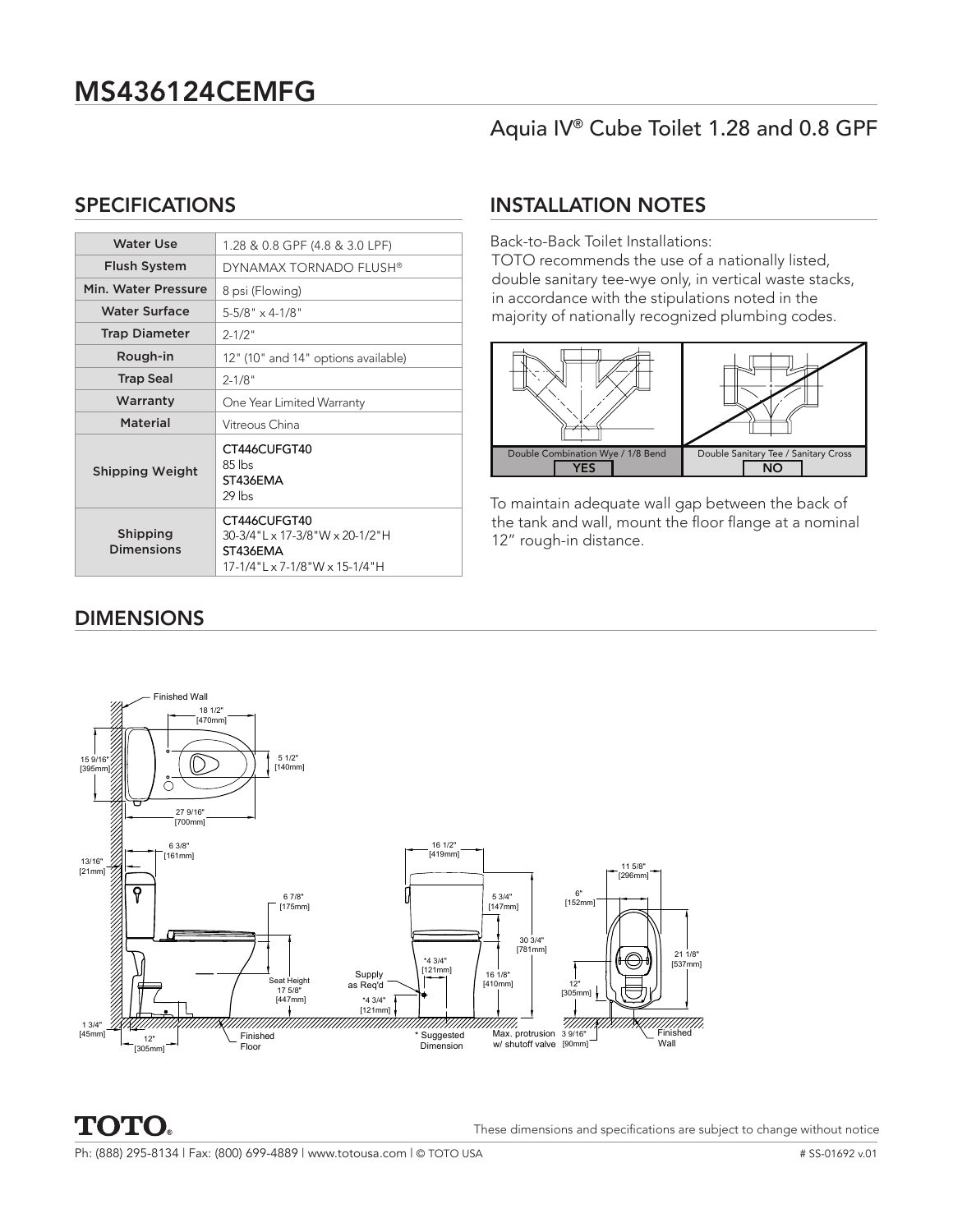# MS436124CEMFG

## Aquia IV® Cube Toilet 1.28 and 0.8 GPF

## SPECIFICATIONS

| | |
|---|---|
| Water Use | 1.28 & 0.8 GPF (4.8 & 3.0 LPF) |
| Flush System | DYNAMAX TORNADO FLUSH® |
| Min. Water Pressure | 8 psi (Flowing) |
| Water Surface | 5-5/8" x 4-1/8" |
| Trap Diameter | 2-1/2" |
| Rough-in | 12" (10" and 14" options available) |
| Trap Seal | 2-1/8" |
| Warranty | One Year Limited Warranty |
| Material | Vitreous China |
| Shipping Weight | CT446CUFGT40<br>85 lbs<br>ST436EMA<br>29 lbs |
| Shipping Dimensions | CT446CUFGT40<br>30-3/4"L x 17-3/8"W x 20-1/2"H<br>ST436EMA<br>17-1/4"L x 7-1/8"W x 15-1/4"H |

## INSTALLATION NOTES

Back-to-Back Toilet Installations:
TOTO recommends the use of a nationally listed, double sanitary tee-wye only, in vertical waste stacks, in accordance with the stipulations noted in the majority of nationally recognized plumbing codes.

Double Combination Wye / 1/8 Bend
YES

Double Sanitary Tee / Sanitary Cross
NO

To maintain adequate wall gap between the back of the tank and wall, mount the floor flange at a nominal 12" rough-in distance.

## DIMENSIONS

Finished Wall
18 1/2" [470mm]
15 9/16" [395mm]
5 1/2" [140mm]
27 9/16" [700mm]
13/16" [21mm]
6 3/8" [161mm]
6 7/8" [175mm]
Seat Height 17 5/8" [447mm]
1 3/4" [45mm]
12" [305mm]
Finished Floor
16 1/2" [419mm]
5 3/4" [147mm]
30 3/4" [781mm]
*4 3/4" [121mm]
16 1/8" [410mm]
Supply as Req'd
*4 3/4" [121mm]
* Suggested Dimension
Max. protrusion w/ shutoff valve
3 9/16" [90mm]
11 5/8" [296mm]
6" [152mm]
21 1/8" [537mm]
12" [305mm]
Finished Wall

These dimensions and specifications are subject to change without notice

TOTO®

Ph: (888) 295-8134 | Fax: (800) 699-4889 | www.totousa.com | © TOTO USA

# SS-01692 v.01